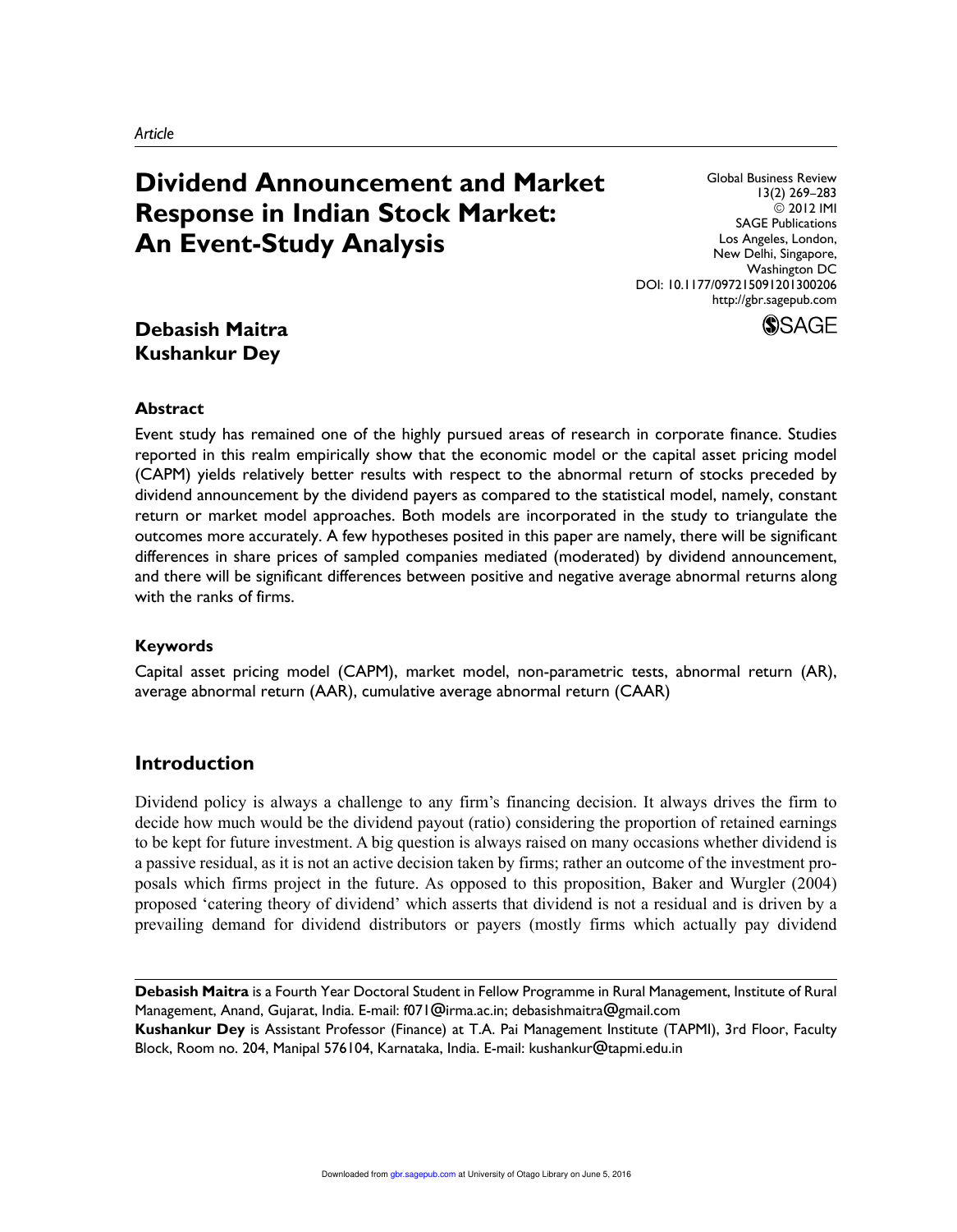*Article*

# Dividend Announcement and Market Response in Indian Stock Market: An Event-Study Analysis

Global Business Review
13(2) 269–283
© 2012 IMI
SAGE Publications
Los Angeles, London, New Delhi, Singapore, Washington DC
DOI: 10.1177/097215091201300206
http://gbr.sagepub.com

**Debasish Maitra**
**Kushankur Dey**

## Abstract

Event study has remained one of the highly pursued areas of research in corporate finance. Studies reported in this realm empirically show that the economic model or the capital asset pricing model (CAPM) yields relatively better results with respect to the abnormal return of stocks preceded by dividend announcement by the dividend payers as compared to the statistical model, namely, constant return or market model approaches. Both models are incorporated in the study to triangulate the outcomes more accurately. A few hypotheses posited in this paper are namely, there will be significant differences in share prices of sampled companies mediated (moderated) by dividend announcement, and there will be significant differences between positive and negative average abnormal returns along with the ranks of firms.

## Keywords

Capital asset pricing model (CAPM), market model, non-parametric tests, abnormal return (AR), average abnormal return (AAR), cumulative average abnormal return (CAAR)

## Introduction

Dividend policy is always a challenge to any firm's financing decision. It always drives the firm to decide how much would be the dividend payout (ratio) considering the proportion of retained earnings to be kept for future investment. A big question is always raised on many occasions whether dividend is a passive residual, as it is not an active decision taken by firms; rather an outcome of the investment proposals which firms project in the future. As opposed to this proposition, Baker and Wurgler (2004) proposed 'catering theory of dividend' which asserts that dividend is not a residual and is driven by a prevailing demand for dividend distributors or payers (mostly firms which actually pay dividend

**Debasish Maitra** is a Fourth Year Doctoral Student in Fellow Programme in Rural Management, Institute of Rural Management, Anand, Gujarat, India. E-mail: f071@irma.ac.in; debasishmaitra@gmail.com

**Kushankur Dey** is Assistant Professor (Finance) at T.A. Pai Management Institute (TAPMI), 3rd Floor, Faculty Block, Room no. 204, Manipal 576104, Karnataka, India. E-mail: kushankur@tapmi.edu.in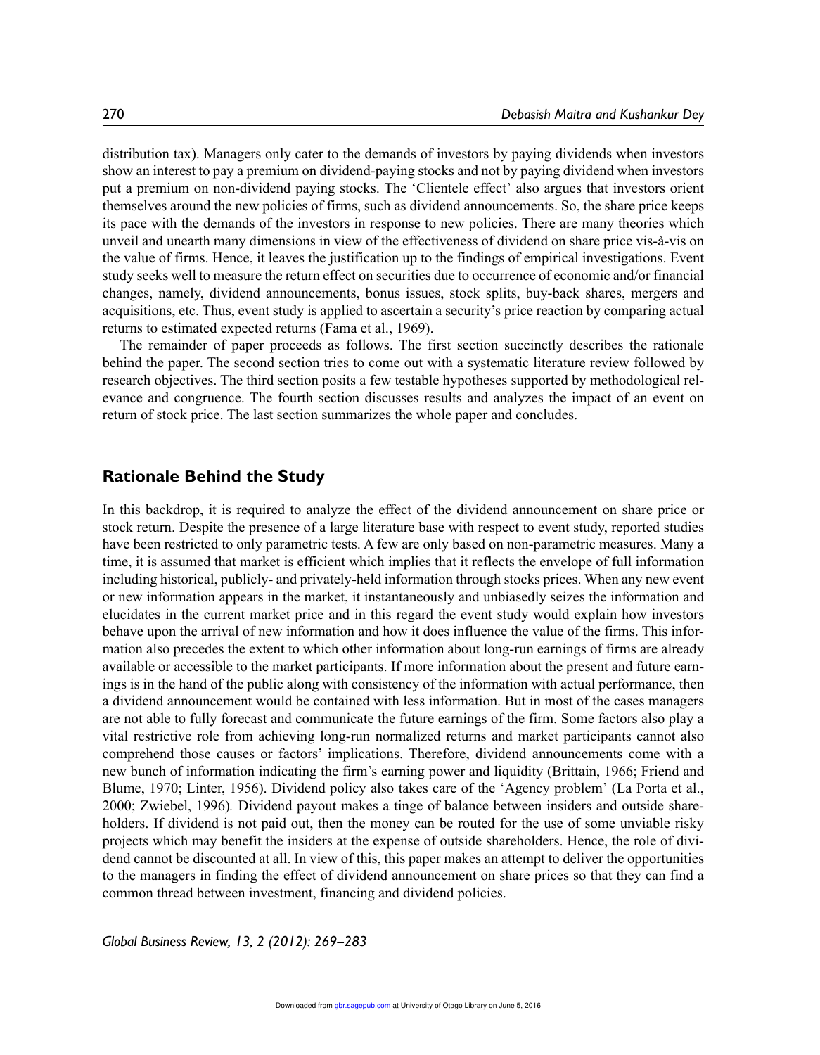distribution tax). Managers only cater to the demands of investors by paying dividends when investors show an interest to pay a premium on dividend-paying stocks and not by paying dividend when investors put a premium on non-dividend paying stocks. The 'Clientele effect' also argues that investors orient themselves around the new policies of firms, such as dividend announcements. So, the share price keeps its pace with the demands of the investors in response to new policies. There are many theories which unveil and unearth many dimensions in view of the effectiveness of dividend on share price vis-à-vis on the value of firms. Hence, it leaves the justification up to the findings of empirical investigations. Event study seeks well to measure the return effect on securities due to occurrence of economic and/or financial changes, namely, dividend announcements, bonus issues, stock splits, buy-back shares, mergers and acquisitions, etc. Thus, event study is applied to ascertain a security's price reaction by comparing actual returns to estimated expected returns (Fama et al., 1969).

The remainder of paper proceeds as follows. The first section succinctly describes the rationale behind the paper. The second section tries to come out with a systematic literature review followed by research objectives. The third section posits a few testable hypotheses supported by methodological relevance and congruence. The fourth section discusses results and analyzes the impact of an event on return of stock price. The last section summarizes the whole paper and concludes.

## Rationale Behind the Study

In this backdrop, it is required to analyze the effect of the dividend announcement on share price or stock return. Despite the presence of a large literature base with respect to event study, reported studies have been restricted to only parametric tests. A few are only based on non-parametric measures. Many a time, it is assumed that market is efficient which implies that it reflects the envelope of full information including historical, publicly- and privately-held information through stocks prices. When any new event or new information appears in the market, it instantaneously and unbiasedly seizes the information and elucidates in the current market price and in this regard the event study would explain how investors behave upon the arrival of new information and how it does influence the value of the firms. This information also precedes the extent to which other information about long-run earnings of firms are already available or accessible to the market participants. If more information about the present and future earnings is in the hand of the public along with consistency of the information with actual performance, then a dividend announcement would be contained with less information. But in most of the cases managers are not able to fully forecast and communicate the future earnings of the firm. Some factors also play a vital restrictive role from achieving long-run normalized returns and market participants cannot also comprehend those causes or factors' implications. Therefore, dividend announcements come with a new bunch of information indicating the firm's earning power and liquidity (Brittain, 1966; Friend and Blume, 1970; Linter, 1956). Dividend policy also takes care of the 'Agency problem' (La Porta et al., 2000; Zwiebel, 1996)*.* Dividend payout makes a tinge of balance between insiders and outside shareholders. If dividend is not paid out, then the money can be routed for the use of some unviable risky projects which may benefit the insiders at the expense of outside shareholders. Hence, the role of dividend cannot be discounted at all. In view of this, this paper makes an attempt to deliver the opportunities to the managers in finding the effect of dividend announcement on share prices so that they can find a common thread between investment, financing and dividend policies.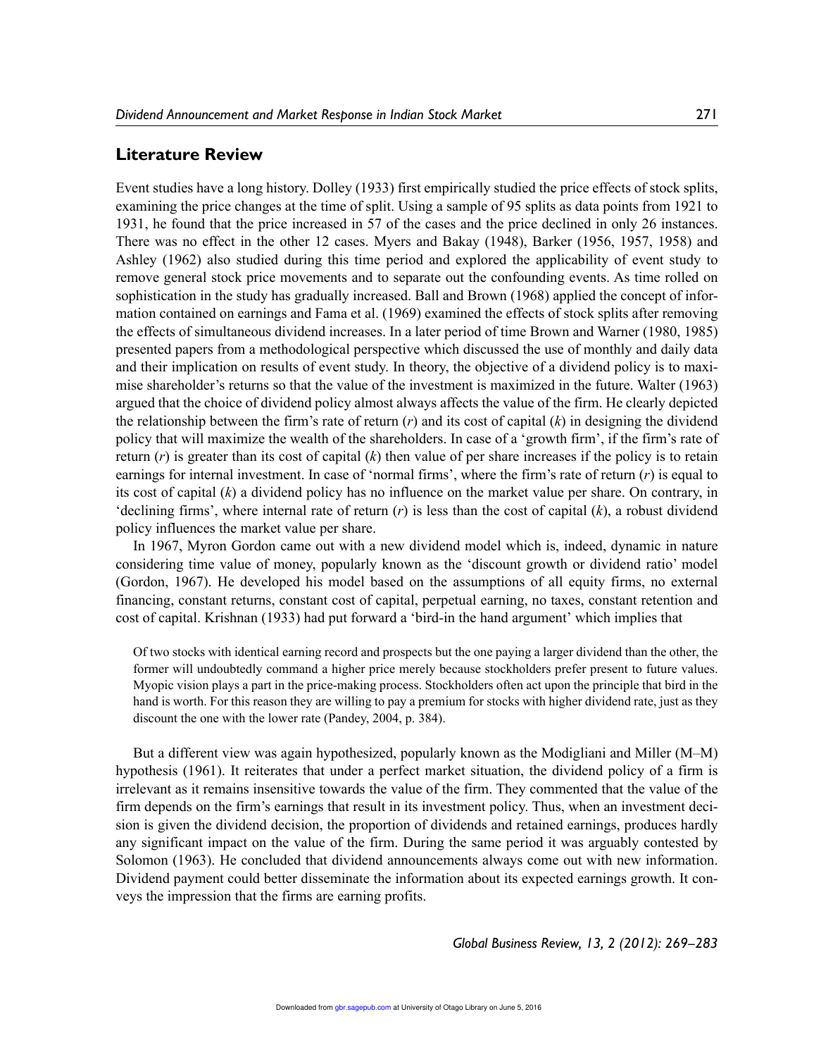## Literature Review

Event studies have a long history. Dolley (1933) first empirically studied the price effects of stock splits, examining the price changes at the time of split. Using a sample of 95 splits as data points from 1921 to 1931, he found that the price increased in 57 of the cases and the price declined in only 26 instances. There was no effect in the other 12 cases. Myers and Bakay (1948), Barker (1956, 1957, 1958) and Ashley (1962) also studied during this time period and explored the applicability of event study to remove general stock price movements and to separate out the confounding events. As time rolled on sophistication in the study has gradually increased. Ball and Brown (1968) applied the concept of information contained on earnings and Fama et al. (1969) examined the effects of stock splits after removing the effects of simultaneous dividend increases. In a later period of time Brown and Warner (1980, 1985) presented papers from a methodological perspective which discussed the use of monthly and daily data and their implication on results of event study. In theory, the objective of a dividend policy is to maximise shareholder's returns so that the value of the investment is maximized in the future. Walter (1963) argued that the choice of dividend policy almost always affects the value of the firm. He clearly depicted the relationship between the firm's rate of return ($r$) and its cost of capital ($k$) in designing the dividend policy that will maximize the wealth of the shareholders. In case of a 'growth firm', if the firm's rate of return ($r$) is greater than its cost of capital ($k$) then value of per share increases if the policy is to retain earnings for internal investment. In case of 'normal firms', where the firm's rate of return ($r$) is equal to its cost of capital ($k$) a dividend policy has no influence on the market value per share. On contrary, in 'declining firms', where internal rate of return ($r$) is less than the cost of capital ($k$), a robust dividend policy influences the market value per share.

In 1967, Myron Gordon came out with a new dividend model which is, indeed, dynamic in nature considering time value of money, popularly known as the 'discount growth or dividend ratio' model (Gordon, 1967). He developed his model based on the assumptions of all equity firms, no external financing, constant returns, constant cost of capital, perpetual earning, no taxes, constant retention and cost of capital. Krishnan (1933) had put forward a 'bird-in the hand argument' which implies that

> Of two stocks with identical earning record and prospects but the one paying a larger dividend than the other, the former will undoubtedly command a higher price merely because stockholders prefer present to future values. Myopic vision plays a part in the price-making process. Stockholders often act upon the principle that bird in the hand is worth. For this reason they are willing to pay a premium for stocks with higher dividend rate, just as they discount the one with the lower rate (Pandey, 2004, p. 384).

But a different view was again hypothesized, popularly known as the Modigliani and Miller (M–M) hypothesis (1961). It reiterates that under a perfect market situation, the dividend policy of a firm is irrelevant as it remains insensitive towards the value of the firm. They commented that the value of the firm depends on the firm's earnings that result in its investment policy. Thus, when an investment decision is given the dividend decision, the proportion of dividends and retained earnings, produces hardly any significant impact on the value of the firm. During the same period it was arguably contested by Solomon (1963). He concluded that dividend announcements always come out with new information. Dividend payment could better disseminate the information about its expected earnings growth. It conveys the impression that the firms are earning profits.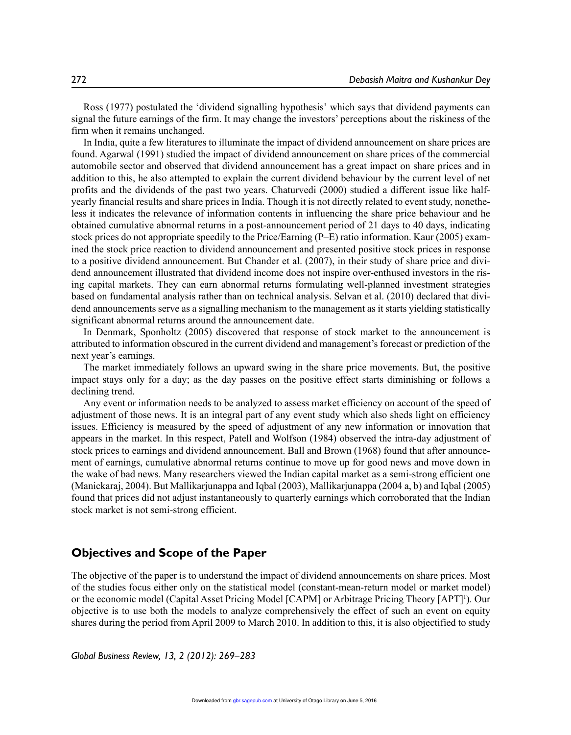Ross (1977) postulated the 'dividend signalling hypothesis' which says that dividend payments can signal the future earnings of the firm. It may change the investors' perceptions about the riskiness of the firm when it remains unchanged.

In India, quite a few literatures to illuminate the impact of dividend announcement on share prices are found. Agarwal (1991) studied the impact of dividend announcement on share prices of the commercial automobile sector and observed that dividend announcement has a great impact on share prices and in addition to this, he also attempted to explain the current dividend behaviour by the current level of net profits and the dividends of the past two years. Chaturvedi (2000) studied a different issue like half-yearly financial results and share prices in India. Though it is not directly related to event study, nonetheless it indicates the relevance of information contents in influencing the share price behaviour and he obtained cumulative abnormal returns in a post-announcement period of 21 days to 40 days, indicating stock prices do not appropriate speedily to the Price/Earning (P–E) ratio information. Kaur (2005) examined the stock price reaction to dividend announcement and presented positive stock prices in response to a positive dividend announcement. But Chander et al. (2007), in their study of share price and dividend announcement illustrated that dividend income does not inspire over-enthused investors in the rising capital markets. They can earn abnormal returns formulating well-planned investment strategies based on fundamental analysis rather than on technical analysis. Selvan et al. (2010) declared that dividend announcements serve as a signalling mechanism to the management as it starts yielding statistically significant abnormal returns around the announcement date.

In Denmark, Sponholtz (2005) discovered that response of stock market to the announcement is attributed to information obscured in the current dividend and management's forecast or prediction of the next year's earnings.

The market immediately follows an upward swing in the share price movements. But, the positive impact stays only for a day; as the day passes on the positive effect starts diminishing or follows a declining trend.

Any event or information needs to be analyzed to assess market efficiency on account of the speed of adjustment of those news. It is an integral part of any event study which also sheds light on efficiency issues. Efficiency is measured by the speed of adjustment of any new information or innovation that appears in the market. In this respect, Patell and Wolfson (1984) observed the intra-day adjustment of stock prices to earnings and dividend announcement. Ball and Brown (1968) found that after announcement of earnings, cumulative abnormal returns continue to move up for good news and move down in the wake of bad news. Many researchers viewed the Indian capital market as a semi-strong efficient one (Manickaraj, 2004). But Mallikarjunappa and Iqbal (2003), Mallikarjunappa (2004 a, b) and Iqbal (2005) found that prices did not adjust instantaneously to quarterly earnings which corroborated that the Indian stock market is not semi-strong efficient.

## Objectives and Scope of the Paper

The objective of the paper is to understand the impact of dividend announcements on share prices. Most of the studies focus either only on the statistical model (constant-mean-return model or market model) or the economic model (Capital Asset Pricing Model [CAPM] or Arbitrage Pricing Theory [APT][1]). Our objective is to use both the models to analyze comprehensively the effect of such an event on equity shares during the period from April 2009 to March 2010. In addition to this, it is also objectified to study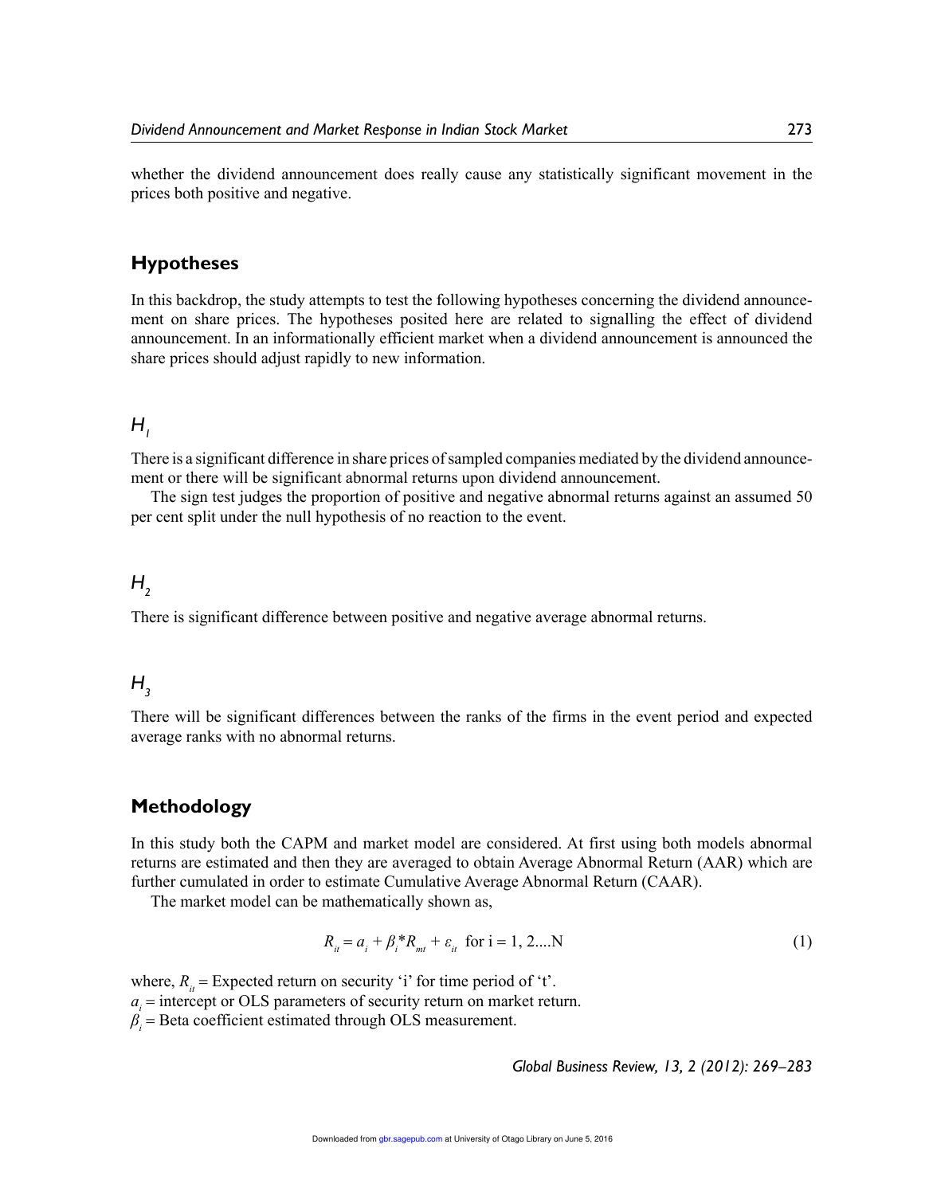whether the dividend announcement does really cause any statistically significant movement in the prices both positive and negative.

## Hypotheses

In this backdrop, the study attempts to test the following hypotheses concerning the dividend announcement on share prices. The hypotheses posited here are related to signalling the effect of dividend announcement. In an informationally efficient market when a dividend announcement is announced the share prices should adjust rapidly to new information.

### $H_1$

There is a significant difference in share prices of sampled companies mediated by the dividend announcement or there will be significant abnormal returns upon dividend announcement.

The sign test judges the proportion of positive and negative abnormal returns against an assumed 50 per cent split under the null hypothesis of no reaction to the event.

### $H_2$

There is significant difference between positive and negative average abnormal returns.

### $H_3$

There will be significant differences between the ranks of the firms in the event period and expected average ranks with no abnormal returns.

## Methodology

In this study both the CAPM and market model are considered. At first using both models abnormal returns are estimated and then they are averaged to obtain Average Abnormal Return (AAR) which are further cumulated in order to estimate Cumulative Average Abnormal Return (CAAR).

The market model can be mathematically shown as,

$$R_{it} = a_i + \beta_i * R_{mt} + \varepsilon_{it} \quad \text{for i} = 1, 2....\text{N} \tag{1}$$

where, $R_{it}$ = Expected return on security 'i' for time period of 't'.
$a_i$ = intercept or OLS parameters of security return on market return.
$\beta_i$ = Beta coefficient estimated through OLS measurement.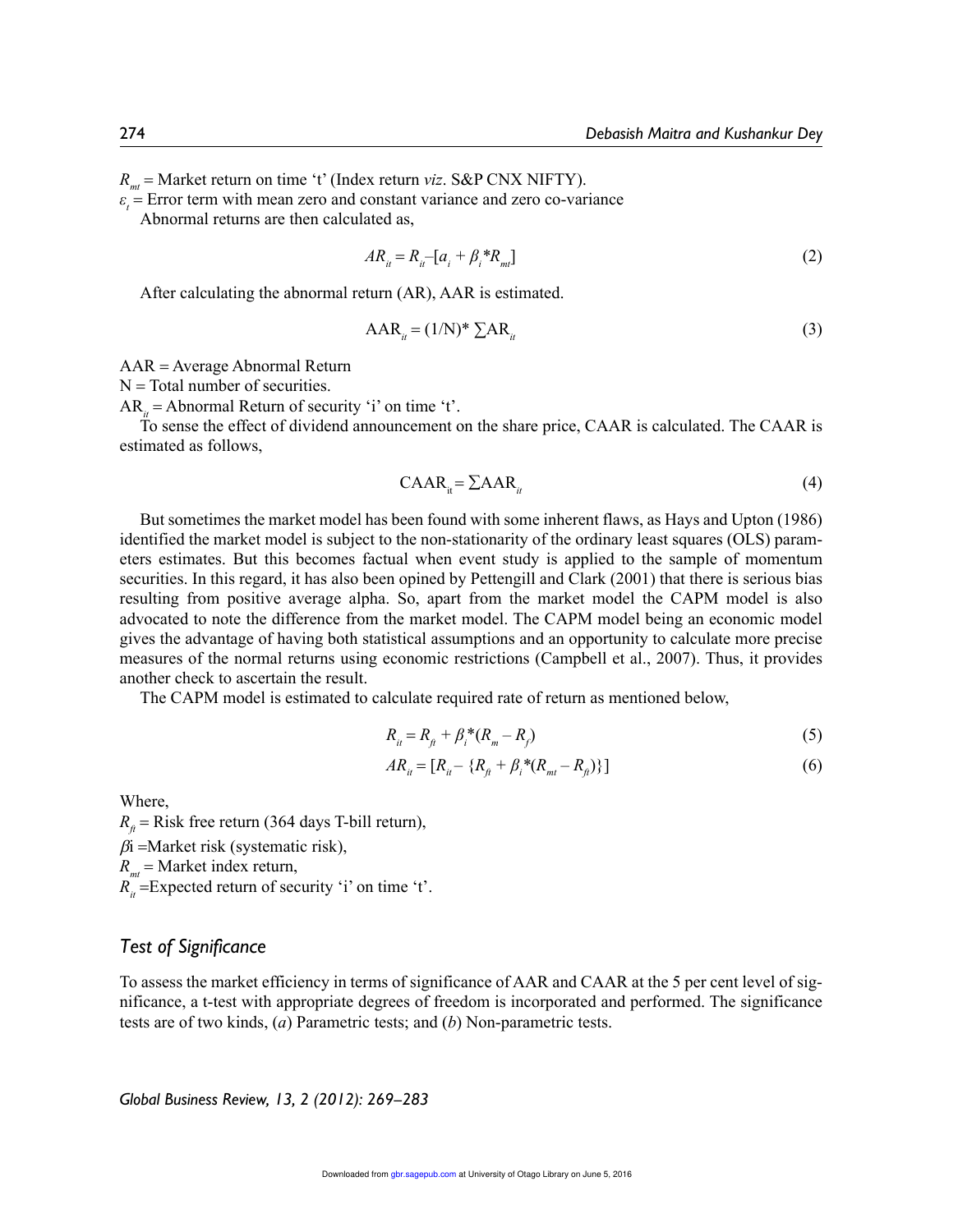$R_{mt}$ = Market return on time 't' (Index return *viz*. S&P CNX NIFTY).

$\varepsilon_t$ = Error term with mean zero and constant variance and zero co-variance

Abnormal returns are then calculated as,

$$AR_{it} = R_{it} - [a_i + \beta_i * R_{mt}] \tag{2}$$

After calculating the abnormal return (AR), AAR is estimated.

$$AAR_{it} = (1/N) * \sum AR_{it} \tag{3}$$

AAR = Average Abnormal Return

N = Total number of securities.

$AR_{it}$ = Abnormal Return of security 'i' on time 't'.

To sense the effect of dividend announcement on the share price, CAAR is calculated. The CAAR is estimated as follows,

$$CAAR_{it} = \sum AAR_{it} \tag{4}$$

But sometimes the market model has been found with some inherent flaws, as Hays and Upton (1986) identified the market model is subject to the non-stationarity of the ordinary least squares (OLS) parameters estimates. But this becomes factual when event study is applied to the sample of momentum securities. In this regard, it has also been opined by Pettengill and Clark (2001) that there is serious bias resulting from positive average alpha. So, apart from the market model the CAPM model is also advocated to note the difference from the market model. The CAPM model being an economic model gives the advantage of having both statistical assumptions and an opportunity to calculate more precise measures of the normal returns using economic restrictions (Campbell et al., 2007). Thus, it provides another check to ascertain the result.

The CAPM model is estimated to calculate required rate of return as mentioned below,

$$R_{it} = R_{ft} + \beta_i * (R_m - R_f) \tag{5}$$

$$AR_{it} = [R_{it} - \{R_{ft} + \beta_i * (R_{mt} - R_{ft})\}] \tag{6}$$

Where,

$R_{ft}$ = Risk free return (364 days T-bill return),

$\beta$i =Market risk (systematic risk),

$R_{mt}$ = Market index return,

$R_{it}$ =Expected return of security 'i' on time 't'.

## *Test of Significance*

To assess the market efficiency in terms of significance of AAR and CAAR at the 5 per cent level of significance, a t-test with appropriate degrees of freedom is incorporated and performed. The significance tests are of two kinds, (*a*) Parametric tests; and (*b*) Non-parametric tests.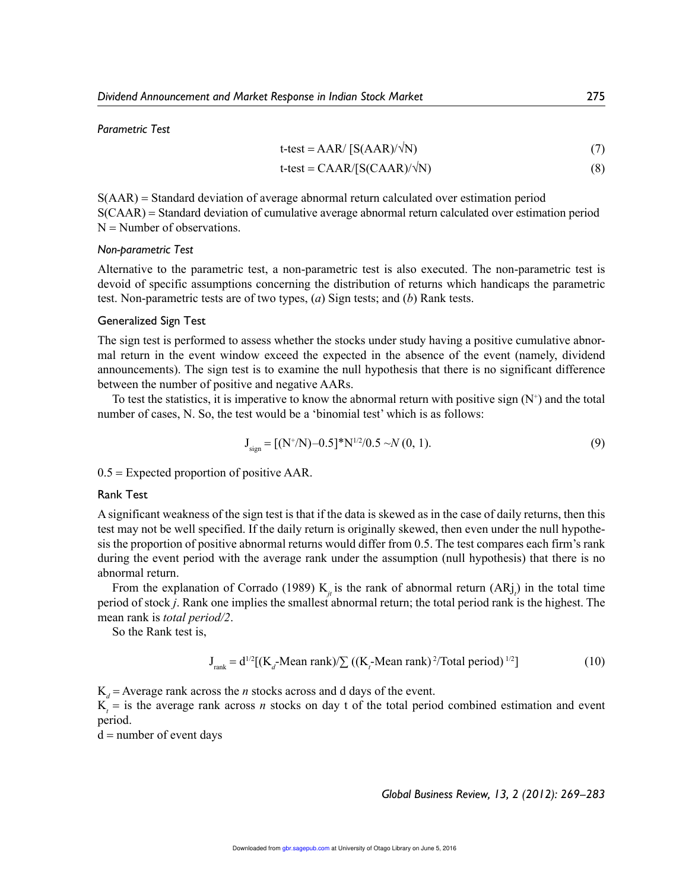*Parametric Test*

$$\text{t-test} = \text{AAR}/\ [\text{S(AAR)}/\sqrt{\text{N}}] \tag{7}$$

$$\text{t-test} = \text{CAAR}/[\text{S(CAAR)}/\sqrt{\text{N}}] \tag{8}$$

S(AAR) = Standard deviation of average abnormal return calculated over estimation period
S(CAAR) = Standard deviation of cumulative average abnormal return calculated over estimation period
N = Number of observations.

*Non-parametric Test*

Alternative to the parametric test, a non-parametric test is also executed. The non-parametric test is devoid of specific assumptions concerning the distribution of returns which handicaps the parametric test. Non-parametric tests are of two types, (*a*) Sign tests; and (*b*) Rank tests.

Generalized Sign Test

The sign test is performed to assess whether the stocks under study having a positive cumulative abnormal return in the event window exceed the expected in the absence of the event (namely, dividend announcements). The sign test is to examine the null hypothesis that there is no significant difference between the number of positive and negative AARs.

To test the statistics, it is imperative to know the abnormal return with positive sign ($N^+$) and the total number of cases, N. So, the test would be a 'binomial test' which is as follows:

$$J_{sign} = [(N^+/N) - 0.5] * N^{1/2}/0.5 \sim N(0, 1). \tag{9}$$

0.5 = Expected proportion of positive AAR.

Rank Test

A significant weakness of the sign test is that if the data is skewed as in the case of daily returns, then this test may not be well specified. If the daily return is originally skewed, then even under the null hypothesis the proportion of positive abnormal returns would differ from 0.5. The test compares each firm's rank during the event period with the average rank under the assumption (null hypothesis) that there is no abnormal return.

From the explanation of Corrado (1989) $K_{jt}$ is the rank of abnormal return ($ARj_t$) in the total time period of stock *j*. Rank one implies the smallest abnormal return; the total period rank is the highest. The mean rank is *total period/2*.

So the Rank test is,

$$J_{rank} = d^{1/2}[(K_d\text{-Mean rank})/\sum ((K_t\text{-Mean rank})^2/\text{Total period})^{1/2}] \tag{10}$$

$K_d$ = Average rank across the *n* stocks across and d days of the event.
$K_t$ = is the average rank across *n* stocks on day t of the total period combined estimation and event period.
d = number of event days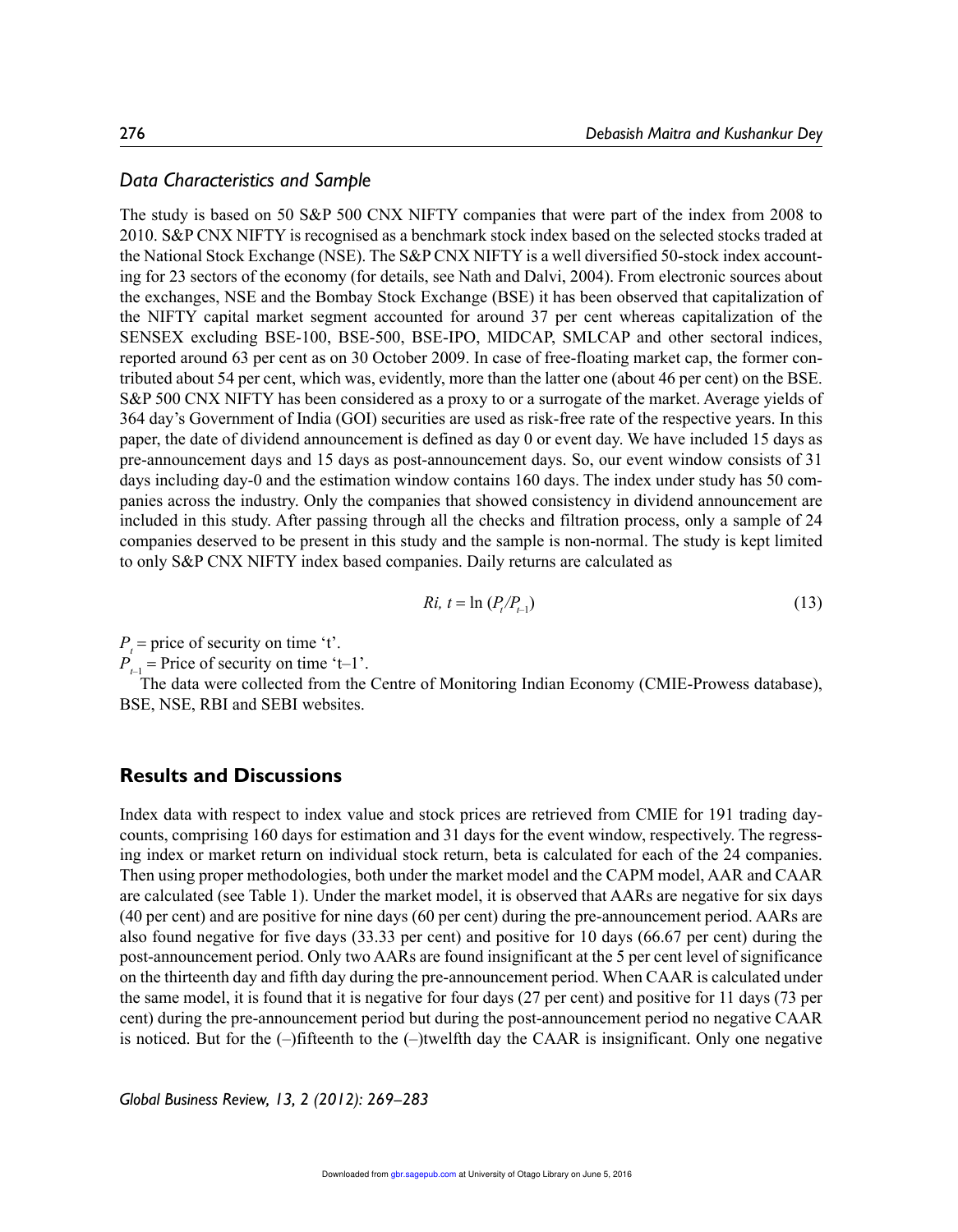### *Data Characteristics and Sample*

The study is based on 50 S&P 500 CNX NIFTY companies that were part of the index from 2008 to 2010. S&P CNX NIFTY is recognised as a benchmark stock index based on the selected stocks traded at the National Stock Exchange (NSE). The S&P CNX NIFTY is a well diversified 50-stock index accounting for 23 sectors of the economy (for details, see Nath and Dalvi, 2004). From electronic sources about the exchanges, NSE and the Bombay Stock Exchange (BSE) it has been observed that capitalization of the NIFTY capital market segment accounted for around 37 per cent whereas capitalization of the SENSEX excluding BSE-100, BSE-500, BSE-IPO, MIDCAP, SMLCAP and other sectoral indices, reported around 63 per cent as on 30 October 2009. In case of free-floating market cap, the former contributed about 54 per cent, which was, evidently, more than the latter one (about 46 per cent) on the BSE. S&P 500 CNX NIFTY has been considered as a proxy to or a surrogate of the market. Average yields of 364 day's Government of India (GOI) securities are used as risk-free rate of the respective years. In this paper, the date of dividend announcement is defined as day 0 or event day. We have included 15 days as pre-announcement days and 15 days as post-announcement days. So, our event window consists of 31 days including day-0 and the estimation window contains 160 days. The index under study has 50 companies across the industry. Only the companies that showed consistency in dividend announcement are included in this study. After passing through all the checks and filtration process, only a sample of 24 companies deserved to be present in this study and the sample is non-normal. The study is kept limited to only S&P CNX NIFTY index based companies. Daily returns are calculated as

$$Ri,\ t = \ln (P_t/P_{t-1}) \tag{13}$$

$P_t$ = price of security on time 't'.
$P_{t-1}$ = Price of security on time 't–1'.

The data were collected from the Centre of Monitoring Indian Economy (CMIE-Prowess database), BSE, NSE, RBI and SEBI websites.

## Results and Discussions

Index data with respect to index value and stock prices are retrieved from CMIE for 191 trading day-counts, comprising 160 days for estimation and 31 days for the event window, respectively. The regressing index or market return on individual stock return, beta is calculated for each of the 24 companies. Then using proper methodologies, both under the market model and the CAPM model, AAR and CAAR are calculated (see Table 1). Under the market model, it is observed that AARs are negative for six days (40 per cent) and are positive for nine days (60 per cent) during the pre-announcement period. AARs are also found negative for five days (33.33 per cent) and positive for 10 days (66.67 per cent) during the post-announcement period. Only two AARs are found insignificant at the 5 per cent level of significance on the thirteenth day and fifth day during the pre-announcement period. When CAAR is calculated under the same model, it is found that it is negative for four days (27 per cent) and positive for 11 days (73 per cent) during the pre-announcement period but during the post-announcement period no negative CAAR is noticed. But for the (–)fifteenth to the (–)twelfth day the CAAR is insignificant. Only one negative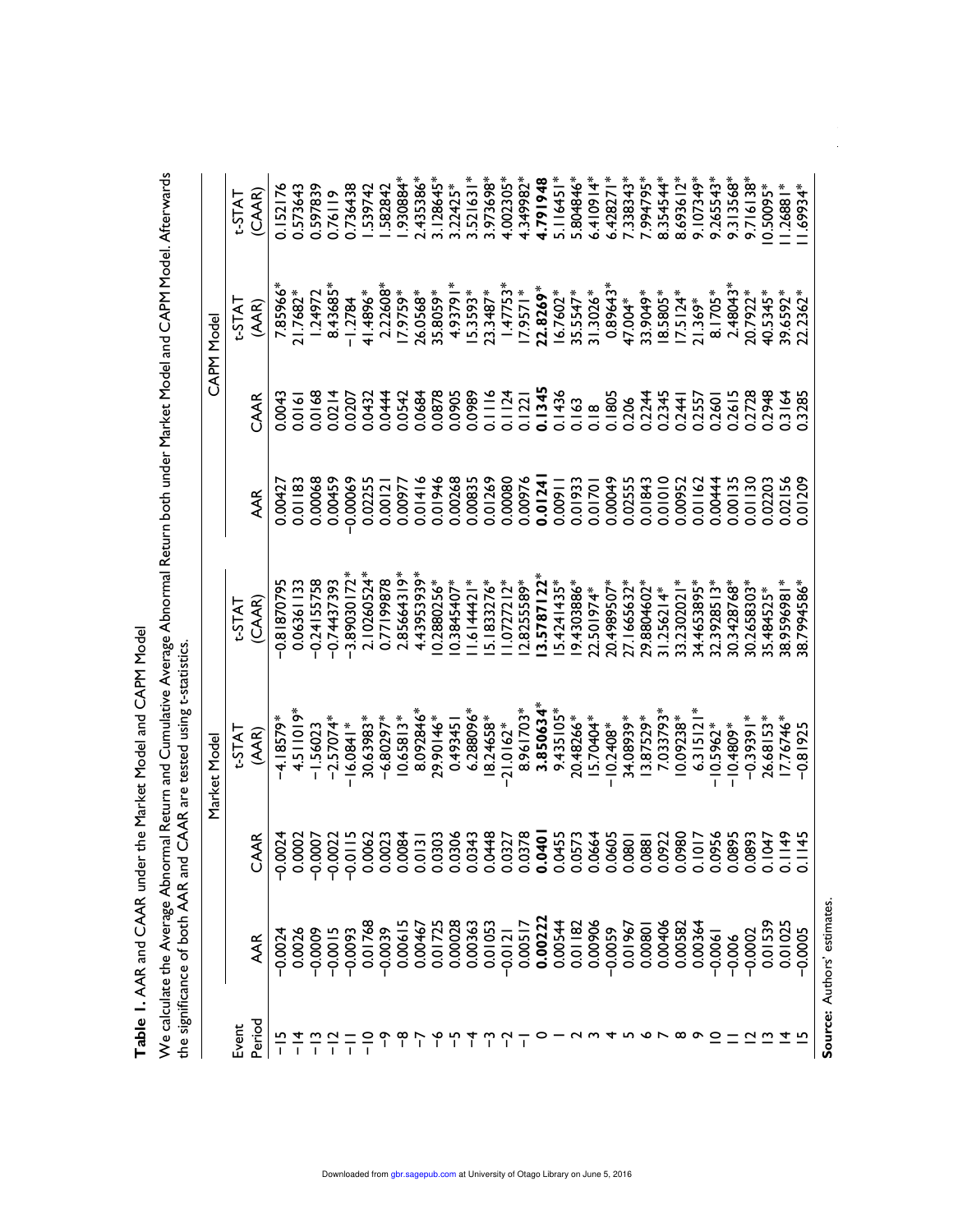**Table 1.** AAR and CAAR under the Market Model and CAPM Model

We calculate the Average Abnormal Return and Cumulative Average Abnormal Return both under Market Model and CAPM Model. Afterwards the significance of both AAR and CAAR are tested using t-statistics.

| | Market Model | | | | CAPM Model | | | |
|---|---|---|---|---|---|---|---|---|
| Event Period | AAR | CAAR | t-STAT (AAR) | t-STAT (CAAR) | AAR | CAAR | t-STAT (AAR) | t-STAT (CAAR) |
| −15 | −0.0024 | −0.0024 | −4.18579* | −0.81870795 | 0.00427 | 0.0043 | 7.85966* | 0.152176 |
| −14 | 0.0026 | 0.0002 | 4.511019* | 0.06361133 | 0.01183 | 0.0161 | 21.7682* | 0.573643 |
| −13 | −0.0009 | −0.0007 | −1.56023 | −0.24155758 | 0.00068 | 0.0168 | 1.24972 | 0.597839 |
| −12 | −0.0015 | −0.0022 | −2.57074* | −0.74437393 | 0.00459 | 0.0214 | 8.43685* | 0.76119 |
| −11 | −0.0093 | −0.0115 | −16.0841* | −3.89030172* | −0.00069 | 0.0207 | −1.2784 | 0.736438 |
| −10 | 0.01768 | 0.0062 | 30.63983* | 2.10260524* | 0.02255 | 0.0432 | 41.4896* | 1.539742 |
| −9 | −0.0039 | 0.0023 | −6.80297* | 0.77199878 | 0.00121 | 0.0444 | 2.22608* | 1.582842 |
| −8 | 0.00615 | 0.0084 | 10.65813* | 2.85664319* | 0.00977 | 0.0542 | 17.9759* | 1.930884* |
| −7 | 0.00467 | 0.0131 | 8.092846* | 4.43953939* | 0.01416 | 0.0684 | 26.0568* | 2.435386* |
| −6 | 0.01725 | 0.0303 | 29.90146* | 10.2880256* | 0.01946 | 0.0878 | 35.8059* | 3.128645* |
| −5 | 0.00028 | 0.0306 | 0.493451 | 10.3845407* | 0.00268 | 0.0905 | 4.93791* | 3.22425* |
| −4 | 0.00363 | 0.0343 | 6.288096* | 11.614442* | 0.00835 | 0.0989 | 15.3593* | 3.521631* |
| −3 | 0.01053 | 0.0448 | 18.24658* | 15.1833276* | 0.01269 | 0.1116 | 23.3487* | 3.973698* |
| −2 | −0.0121 | 0.0327 | −21.0162* | 11.0727212* | 0.00080 | 0.1124 | 1.47753* | 4.002305* |
| −1 | 0.00517 | 0.0378 | 8.961703* | 12.8255589* | 0.00976 | 0.1221 | 17.9571* | 4.349982* |
| **0** | **0.00222** | **0.0401** | **3.850634*** | **13.5787122*** | **0.01241** | **0.1345** | **22.8269*** | **4.791948** |
| 1 | 0.00544 | 0.0455 | 9.435105* | 15.4241435* | 0.00911 | 0.1436 | 16.7602* | 5.116451* |
| 2 | 0.01182 | 0.0573 | 20.48266* | 19.4303886* | 0.01933 | 0.163 | 35.5547* | 5.804846* |
| 3 | 0.00906 | 0.0664 | 15.70404* | 22.501974* | 0.01701 | 0.18 | 31.3026* | 6.410914* |
| 4 | −0.0059 | 0.0605 | −10.2408* | 20.4989507* | 0.00049 | 0.1805 | 0.89643* | 6.428271* |
| 5 | 0.01967 | 0.0801 | 34.08939* | 27.1665632* | 0.02555 | 0.206 | 47.004* | 7.338343* |
| 6 | 0.00801 | 0.0881 | 13.87529* | 29.8804602* | 0.01843 | 0.2244 | 33.9049* | 7.994795* |
| 7 | 0.00406 | 0.0922 | 7.033793* | 31.256214* | 0.01010 | 0.2345 | 18.5805* | 8.354544* |
| 8 | 0.00582 | 0.0980 | 10.09238* | 33.2302021* | 0.00952 | 0.2441 | 17.5124* | 8.693612* |
| 9 | 0.00364 | 0.1017 | 6.315121* | 34.4653895* | 0.01162 | 0.2557 | 21.369* | 9.107349* |
| 10 | −0.0061 | 0.0956 | −10.5962* | 32.3928513* | 0.00444 | 0.2601 | 8.1705* | 9.265543* |
| 11 | −0.006 | 0.0895 | −10.4809* | 30.3428768* | 0.00135 | 0.2615 | 2.48043* | 9.313568* |
| 12 | −0.0002 | 0.0893 | −0.39391* | 30.2658303* | 0.01130 | 0.2728 | 20.7922* | 9.716138* |
| 13 | 0.01539 | 0.1047 | 26.68153* | 35.484525* | 0.02203 | 0.2948 | 40.5345* | 10.50095* |
| 14 | 0.01025 | 0.1149 | 17.76746* | 38.9596981* | 0.02156 | 0.3164 | 39.6592* | 11.26881* |
| 15 | −0.0005 | 0.1145 | −0.81925 | 38.7994586* | 0.01209 | 0.3285 | 22.2362* | 11.69934* |

**Source:** Authors' estimates.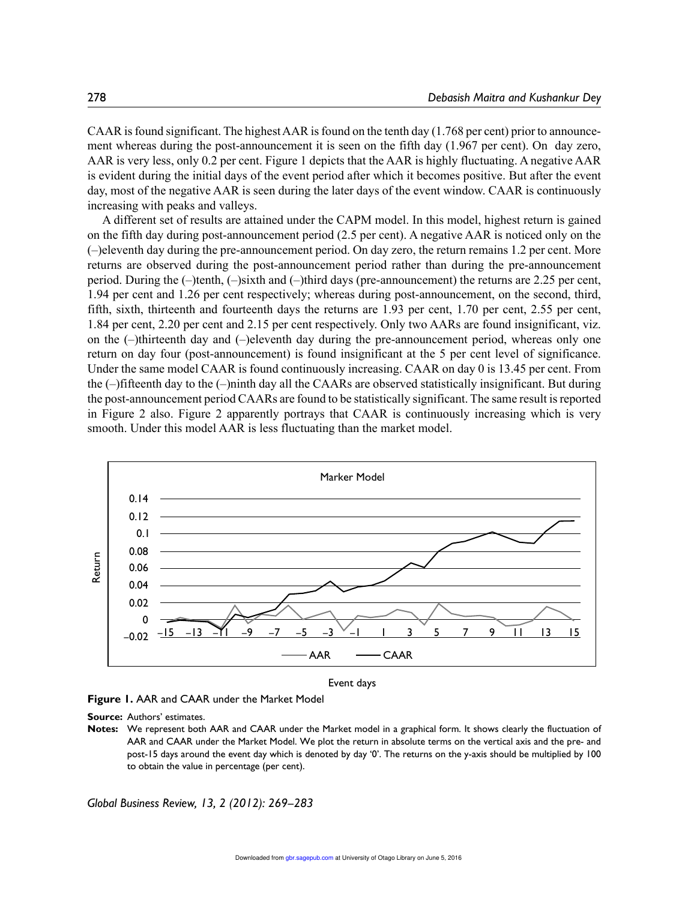CAAR is found significant. The highest AAR is found on the tenth day (1.768 per cent) prior to announcement whereas during the post-announcement it is seen on the fifth day (1.967 per cent). On day zero, AAR is very less, only 0.2 per cent. Figure 1 depicts that the AAR is highly fluctuating. A negative AAR is evident during the initial days of the event period after which it becomes positive. But after the event day, most of the negative AAR is seen during the later days of the event window. CAAR is continuously increasing with peaks and valleys.

A different set of results are attained under the CAPM model. In this model, highest return is gained on the fifth day during post-announcement period (2.5 per cent). A negative AAR is noticed only on the (–)eleventh day during the pre-announcement period. On day zero, the return remains 1.2 per cent. More returns are observed during the post-announcement period rather than during the pre-announcement period. During the (–)tenth, (–)sixth and (–)third days (pre-announcement) the returns are 2.25 per cent, 1.94 per cent and 1.26 per cent respectively; whereas during post-announcement, on the second, third, fifth, sixth, thirteenth and fourteenth days the returns are 1.93 per cent, 1.70 per cent, 2.55 per cent, 1.84 per cent, 2.20 per cent and 2.15 per cent respectively. Only two AARs are found insignificant, viz. on the (–)thirteenth day and (–)eleventh day during the pre-announcement period, whereas only one return on day four (post-announcement) is found insignificant at the 5 per cent level of significance. Under the same model CAAR is found continuously increasing. CAAR on day 0 is 13.45 per cent. From the (–)fifteenth day to the (–)ninth day all the CAARs are observed statistically insignificant. But during the post-announcement period CAARs are found to be statistically significant. The same result is reported in Figure 2 also. Figure 2 apparently portrays that CAAR is continuously increasing which is very smooth. Under this model AAR is less fluctuating than the market model.

**Figure 1.** AAR and CAAR under the Market Model

**Source:** Authors' estimates.

**Notes:** We represent both AAR and CAAR under the Market model in a graphical form. It shows clearly the fluctuation of AAR and CAAR under the Market Model. We plot the return in absolute terms on the vertical axis and the pre- and post-15 days around the event day which is denoted by day '0'. The returns on the y-axis should be multiplied by 100 to obtain the value in percentage (per cent).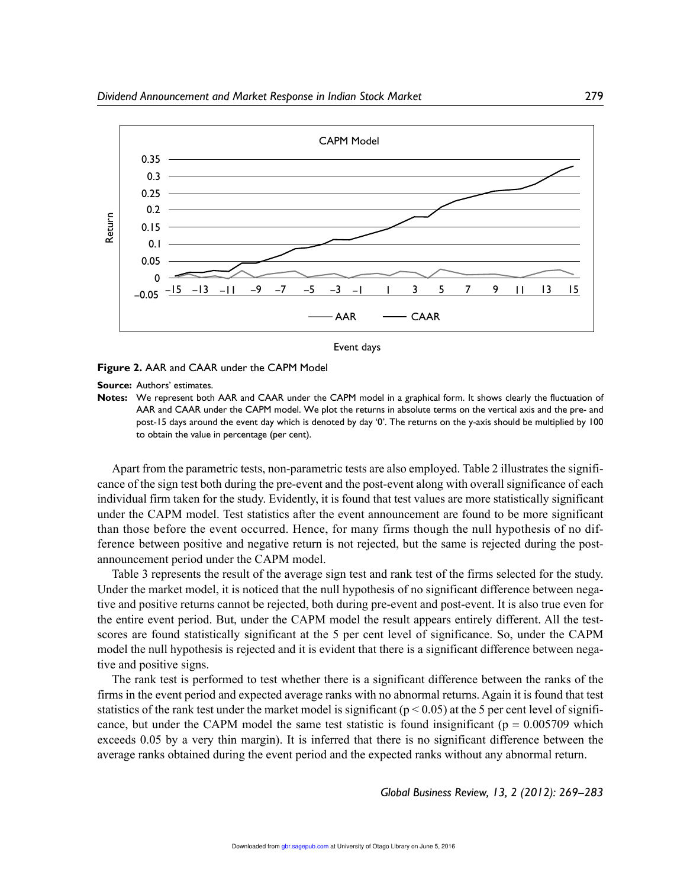**Figure 2.** AAR and CAAR under the CAPM Model

**Source:** Authors' estimates.

**Notes:** We represent both AAR and CAAR under the CAPM model in a graphical form. It shows clearly the fluctuation of AAR and CAAR under the CAPM model. We plot the returns in absolute terms on the vertical axis and the pre- and post-15 days around the event day which is denoted by day '0'. The returns on the y-axis should be multiplied by 100 to obtain the value in percentage (per cent).

Apart from the parametric tests, non-parametric tests are also employed. Table 2 illustrates the significance of the sign test both during the pre-event and the post-event along with overall significance of each individual firm taken for the study. Evidently, it is found that test values are more statistically significant under the CAPM model. Test statistics after the event announcement are found to be more significant than those before the event occurred. Hence, for many firms though the null hypothesis of no difference between positive and negative return is not rejected, but the same is rejected during the post-announcement period under the CAPM model.

Table 3 represents the result of the average sign test and rank test of the firms selected for the study. Under the market model, it is noticed that the null hypothesis of no significant difference between negative and positive returns cannot be rejected, both during pre-event and post-event. It is also true even for the entire event period. But, under the CAPM model the result appears entirely different. All the test-scores are found statistically significant at the 5 per cent level of significance. So, under the CAPM model the null hypothesis is rejected and it is evident that there is a significant difference between negative and positive signs.

The rank test is performed to test whether there is a significant difference between the ranks of the firms in the event period and expected average ranks with no abnormal returns. Again it is found that test statistics of the rank test under the market model is significant ($p < 0.05$) at the 5 per cent level of significance, but under the CAPM model the same test statistic is found insignificant ($p = 0.005709$ which exceeds 0.05 by a very thin margin). It is inferred that there is no significant difference between the average ranks obtained during the event period and the expected ranks without any abnormal return.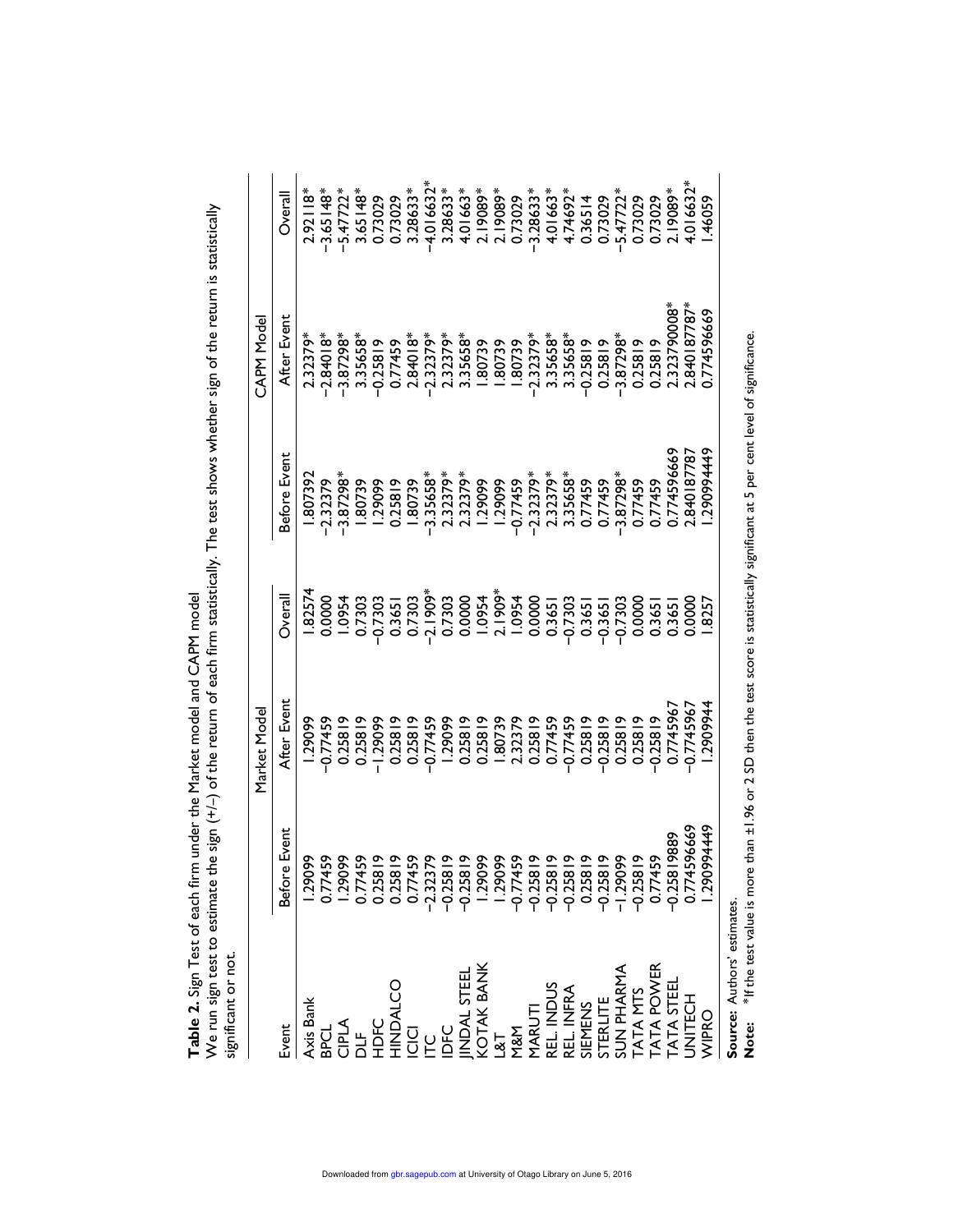**Table 2.** Sign Test of each firm under the Market model and CAPM model

We run sign test to estimate the sign (+/–) of the return of each firm statistically. The test shows whether sign of the return is statistically significant or not.

| Event | Market Model | | | CAPM Model | | |
|---|---|---|---|---|---|---|
| | Before Event | After Event | Overall | Before Event | After Event | Overall |
| Axis Bank | 1.29099 | 1.29099 | 1.82574 | 1.807392 | 2.32379* | 2.92118* |
| BPCL | 0.77459 | –0.77459 | 0.0000 | –2.32379 | –2.84018* | –3.65148* |
| CIPLA | 1.29099 | 0.25819 | 1.0954 | –3.87298* | –3.87298* | –5.47722* |
| DLF | 0.77459 | 0.25819 | 0.7303 | 1.80739 | 3.35658* | 3.65148* |
| HDFC | 0.25819 | –1.29099 | –0.7303 | 1.29099 | –0.25819 | 0.73029 |
| HINDALCO | 0.25819 | 0.25819 | 0.3651 | 0.25819 | 0.77459 | 0.73029 |
| ICICI | 0.77459 | 0.25819 | 0.7303 | 1.80739 | 2.84018* | 3.28633* |
| ITC | –2.32379 | –0.77459 | –2.1909* | –3.35658* | –2.32379* | –4.016632* |
| IDFC | –0.25819 | 1.29099 | 0.7303 | 2.32379* | 2.32379* | 3.28633* |
| JINDAL STEEL | –0.25819 | 0.25819 | 0.0000 | 2.32379* | 3.35658* | 4.01663* |
| KOTAK BANK | 1.29099 | 0.25819 | 1.0954 | 1.29099 | 1.80739 | 2.19089* |
| L&T | 1.29099 | 1.80739 | 2.1909* | 1.29099 | 1.80739 | 2.19089* |
| M&M | –0.77459 | 2.32379 | 1.0954 | –0.77459 | 1.80739 | 0.73029 |
| MARUTI | –0.25819 | 0.25819 | 0.0000 | –2.32379* | –2.32379* | –3.28633* |
| REL. INDUS | –0.25819 | 0.77459 | 0.3651 | 2.32379* | 3.35658* | 4.01663* |
| REL. INFRA | –0.25819 | –0.77459 | –0.7303 | 3.35658* | 3.35658* | 4.74692* |
| SIEMENS | 0.25819 | 0.25819 | 0.3651 | 0.77459 | –0.25819 | 0.36514 |
| STERLITE | –0.25819 | –0.25819 | –0.3651 | 0.77459 | 0.25819 | 0.73029 |
| SUN PHARMA | –1.29099 | 0.25819 | –0.7303 | –3.87298* | –3.87298* | –5.47722* |
| TATA MTS | –0.25819 | 0.25819 | 0.0000 | 0.77459 | 0.25819 | 0.73029 |
| TATA POWER | 0.77459 | –0.25819 | 0.3651 | 0.77459 | 0.25819 | 0.73029 |
| TATA STEEL | –0.25819889 | 0.7745967 | 0.3651 | 0.774596669 | 2.323790008* | 2.19089* |
| UNITECH | 0.774596669 | –0.7745967 | 0.0000 | 2.840187787 | 2.840187787* | 4.016632* |
| WIPRO | 1.290994449 | 1.2909944 | 1.8257 | 1.290994449 | 0.774596669 | 1.46059 |

**Source:** Authors' estimates.

**Note:** *If the test value is more than ±1.96 or 2 SD then the test score is statistically significant at 5 per cent level of significance.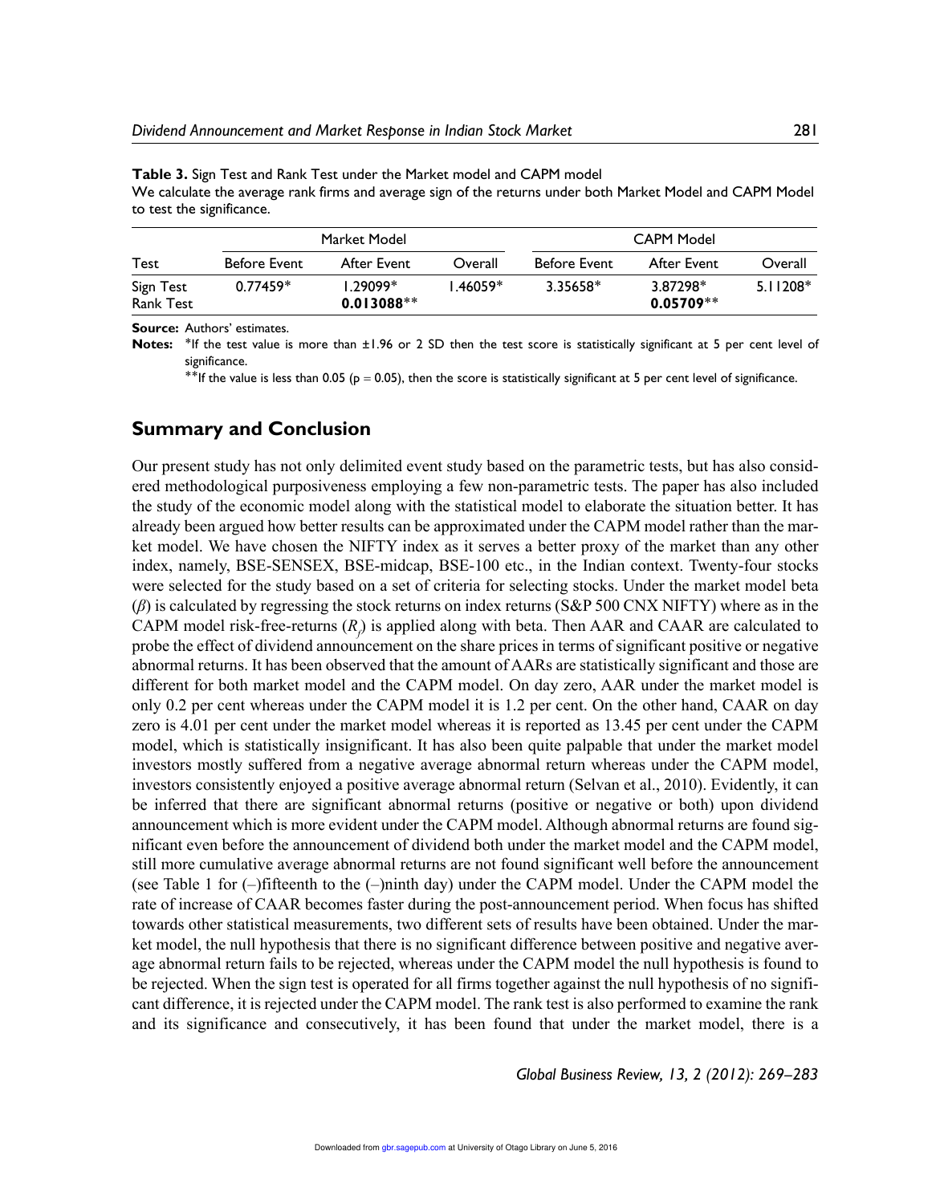**Table 3.** Sign Test and Rank Test under the Market model and CAPM model

We calculate the average rank firms and average sign of the returns under both Market Model and CAPM Model to test the significance.

| Test | Market Model | | | CAPM Model | | |
|---|---|---|---|---|---|---|
| | Before Event | After Event | Overall | Before Event | After Event | Overall |
| Sign Test | 0.77459* | 1.29099* | 1.46059* | 3.35658* | 3.87298* | 5.11208* |
| Rank Test | | **0.013088**** | | | **0.05709**** | |

**Source:** Authors' estimates.

**Notes:** *If the test value is more than ±1.96 or 2 SD then the test score is statistically significant at 5 per cent level of significance.

**If the value is less than 0.05 ($p = 0.05$), then the score is statistically significant at 5 per cent level of significance.

## Summary and Conclusion

Our present study has not only delimited event study based on the parametric tests, but has also considered methodological purposiveness employing a few non-parametric tests. The paper has also included the study of the economic model along with the statistical model to elaborate the situation better. It has already been argued how better results can be approximated under the CAPM model rather than the market model. We have chosen the NIFTY index as it serves a better proxy of the market than any other index, namely, BSE-SENSEX, BSE-midcap, BSE-100 etc., in the Indian context. Twenty-four stocks were selected for the study based on a set of criteria for selecting stocks. Under the market model beta ($\beta$) is calculated by regressing the stock returns on index returns (S&P 500 CNX NIFTY) where as in the CAPM model risk-free-returns ($R_f$) is applied along with beta. Then AAR and CAAR are calculated to probe the effect of dividend announcement on the share prices in terms of significant positive or negative abnormal returns. It has been observed that the amount of AARs are statistically significant and those are different for both market model and the CAPM model. On day zero, AAR under the market model is only 0.2 per cent whereas under the CAPM model it is 1.2 per cent. On the other hand, CAAR on day zero is 4.01 per cent under the market model whereas it is reported as 13.45 per cent under the CAPM model, which is statistically insignificant. It has also been quite palpable that under the market model investors mostly suffered from a negative average abnormal return whereas under the CAPM model, investors consistently enjoyed a positive average abnormal return (Selvan et al., 2010). Evidently, it can be inferred that there are significant abnormal returns (positive or negative or both) upon dividend announcement which is more evident under the CAPM model. Although abnormal returns are found significant even before the announcement of dividend both under the market model and the CAPM model, still more cumulative average abnormal returns are not found significant well before the announcement (see Table 1 for (–)fifteenth to the (–)ninth day) under the CAPM model. Under the CAPM model the rate of increase of CAAR becomes faster during the post-announcement period. When focus has shifted towards other statistical measurements, two different sets of results have been obtained. Under the market model, the null hypothesis that there is no significant difference between positive and negative average abnormal return fails to be rejected, whereas under the CAPM model the null hypothesis is found to be rejected. When the sign test is operated for all firms together against the null hypothesis of no significant difference, it is rejected under the CAPM model. The rank test is also performed to examine the rank and its significance and consecutively, it has been found that under the market model, there is a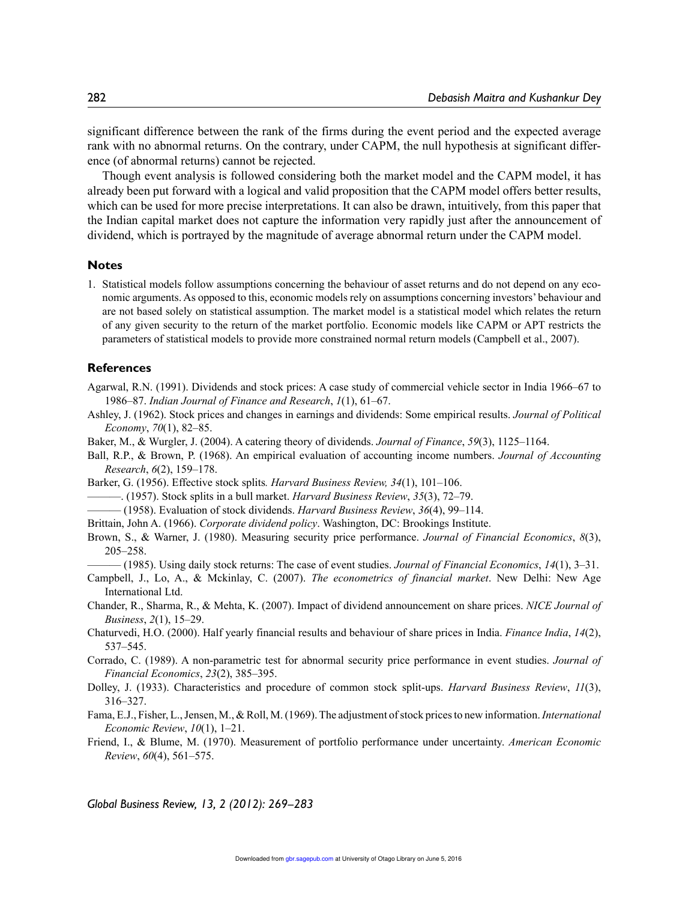significant difference between the rank of the firms during the event period and the expected average rank with no abnormal returns. On the contrary, under CAPM, the null hypothesis at significant difference (of abnormal returns) cannot be rejected.

Though event analysis is followed considering both the market model and the CAPM model, it has already been put forward with a logical and valid proposition that the CAPM model offers better results, which can be used for more precise interpretations. It can also be drawn, intuitively, from this paper that the Indian capital market does not capture the information very rapidly just after the announcement of dividend, which is portrayed by the magnitude of average abnormal return under the CAPM model.

## Notes

1. Statistical models follow assumptions concerning the behaviour of asset returns and do not depend on any economic arguments. As opposed to this, economic models rely on assumptions concerning investors' behaviour and are not based solely on statistical assumption. The market model is a statistical model which relates the return of any given security to the return of the market portfolio. Economic models like CAPM or APT restricts the parameters of statistical models to provide more constrained normal return models (Campbell et al., 2007).

## References

Agarwal, R.N. (1991). Dividends and stock prices: A case study of commercial vehicle sector in India 1966–67 to 1986–87. *Indian Journal of Finance and Research*, *1*(1), 61–67.

Ashley, J. (1962). Stock prices and changes in earnings and dividends: Some empirical results. *Journal of Political Economy*, *70*(1), 82–85.

Baker, M., & Wurgler, J. (2004). A catering theory of dividends. *Journal of Finance*, *59*(3), 1125–1164.

Ball, R.P., & Brown, P. (1968). An empirical evaluation of accounting income numbers. *Journal of Accounting Research*, *6*(2), 159–178.

Barker, G. (1956). Effective stock splits*. Harvard Business Review, 34*(1), 101–106.

———. (1957). Stock splits in a bull market. *Harvard Business Review*, *35*(3), 72–79.

——— (1958). Evaluation of stock dividends. *Harvard Business Review*, *36*(4), 99–114.

Brittain, John A. (1966). *Corporate dividend policy*. Washington, DC: Brookings Institute.

Brown, S., & Warner, J. (1980). Measuring security price performance. *Journal of Financial Economics*, *8*(3), 205–258.

——— (1985). Using daily stock returns: The case of event studies. *Journal of Financial Economics*, *14*(1), 3–31.

Campbell, J., Lo, A., & Mckinlay, C. (2007). *The econometrics of financial market*. New Delhi: New Age International Ltd.

Chander, R., Sharma, R., & Mehta, K. (2007). Impact of dividend announcement on share prices. *NICE Journal of Business*, *2*(1), 15–29.

Chaturvedi, H.O. (2000). Half yearly financial results and behaviour of share prices in India. *Finance India*, *14*(2), 537–545.

Corrado, C. (1989). A non-parametric test for abnormal security price performance in event studies. *Journal of Financial Economics*, *23*(2), 385–395.

Dolley, J. (1933). Characteristics and procedure of common stock split-ups. *Harvard Business Review*, *11*(3), 316–327.

Fama, E.J., Fisher, L., Jensen, M., & Roll, M. (1969). The adjustment of stock prices to new information. *International Economic Review*, *10*(1), 1–21.

Friend, I., & Blume, M. (1970). Measurement of portfolio performance under uncertainty. *American Economic Review*, *60*(4), 561–575.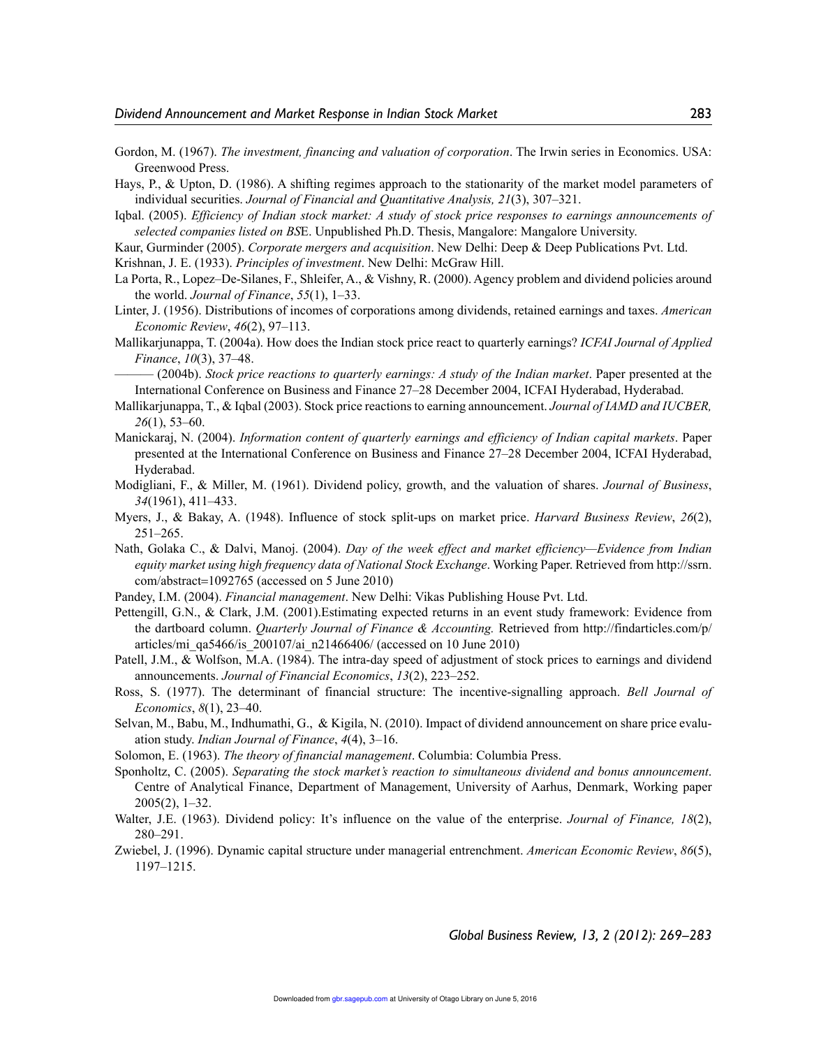Gordon, M. (1967). *The investment, financing and valuation of corporation*. The Irwin series in Economics. USA: Greenwood Press.

Hays, P., & Upton, D. (1986). A shifting regimes approach to the stationarity of the market model parameters of individual securities. *Journal of Financial and Quantitative Analysis, 21*(3), 307–321.

Iqbal. (2005). *Efficiency of Indian stock market: A study of stock price responses to earnings announcements of selected companies listed on BS*E. Unpublished Ph.D. Thesis, Mangalore: Mangalore University.

Kaur, Gurminder (2005). *Corporate mergers and acquisition*. New Delhi: Deep & Deep Publications Pvt. Ltd.

Krishnan, J. E. (1933). *Principles of investment*. New Delhi: McGraw Hill.

La Porta, R., Lopez–De-Silanes, F., Shleifer, A., & Vishny, R. (2000). Agency problem and dividend policies around the world. *Journal of Finance*, *55*(1), 1–33.

Linter, J. (1956). Distributions of incomes of corporations among dividends, retained earnings and taxes. *American Economic Review*, *46*(2), 97–113.

Mallikarjunappa, T. (2004a). How does the Indian stock price react to quarterly earnings? *ICFAI Journal of Applied Finance*, *10*(3), 37–48.

——— (2004b). *Stock price reactions to quarterly earnings: A study of the Indian market*. Paper presented at the International Conference on Business and Finance 27–28 December 2004, ICFAI Hyderabad, Hyderabad.

Mallikarjunappa, T., & Iqbal (2003). Stock price reactions to earning announcement. *Journal of IAMD and IUCBER, 26*(1), 53–60.

Manickaraj, N. (2004). *Information content of quarterly earnings and efficiency of Indian capital markets*. Paper presented at the International Conference on Business and Finance 27–28 December 2004, ICFAI Hyderabad, Hyderabad.

Modigliani, F., & Miller, M. (1961). Dividend policy, growth, and the valuation of shares. *Journal of Business*, *34*(1961), 411–433.

Myers, J., & Bakay, A. (1948). Influence of stock split-ups on market price. *Harvard Business Review*, *26*(2), 251–265.

Nath, Golaka C., & Dalvi, Manoj. (2004). *Day of the week effect and market efficiency—Evidence from Indian equity market using high frequency data of National Stock Exchange*. Working Paper. Retrieved from http://ssrn.com/abstract=1092765 (accessed on 5 June 2010)

Pandey, I.M. (2004). *Financial management*. New Delhi: Vikas Publishing House Pvt. Ltd.

Pettengill, G.N., & Clark, J.M. (2001).Estimating expected returns in an event study framework: Evidence from the dartboard column. *Quarterly Journal of Finance & Accounting.* Retrieved from http://findarticles.com/p/articles/mi_qa5466/is_200107/ai_n21466406/ (accessed on 10 June 2010)

Patell, J.M., & Wolfson, M.A. (1984). The intra-day speed of adjustment of stock prices to earnings and dividend announcements. *Journal of Financial Economics*, *13*(2), 223–252.

Ross, S. (1977). The determinant of financial structure: The incentive-signalling approach. *Bell Journal of Economics*, *8*(1), 23–40.

Selvan, M., Babu, M., Indhumathi, G., & Kigila, N. (2010). Impact of dividend announcement on share price evaluation study. *Indian Journal of Finance*, *4*(4), 3–16.

Solomon, E. (1963). *The theory of financial management*. Columbia: Columbia Press.

Sponholtz, C. (2005). *Separating the stock market's reaction to simultaneous dividend and bonus announcement*. Centre of Analytical Finance, Department of Management, University of Aarhus, Denmark, Working paper 2005(2), 1–32.

Walter, J.E. (1963). Dividend policy: It's influence on the value of the enterprise. *Journal of Finance, 18*(2), 280–291.

Zwiebel, J. (1996). Dynamic capital structure under managerial entrenchment. *American Economic Review*, *86*(5), 1197–1215.